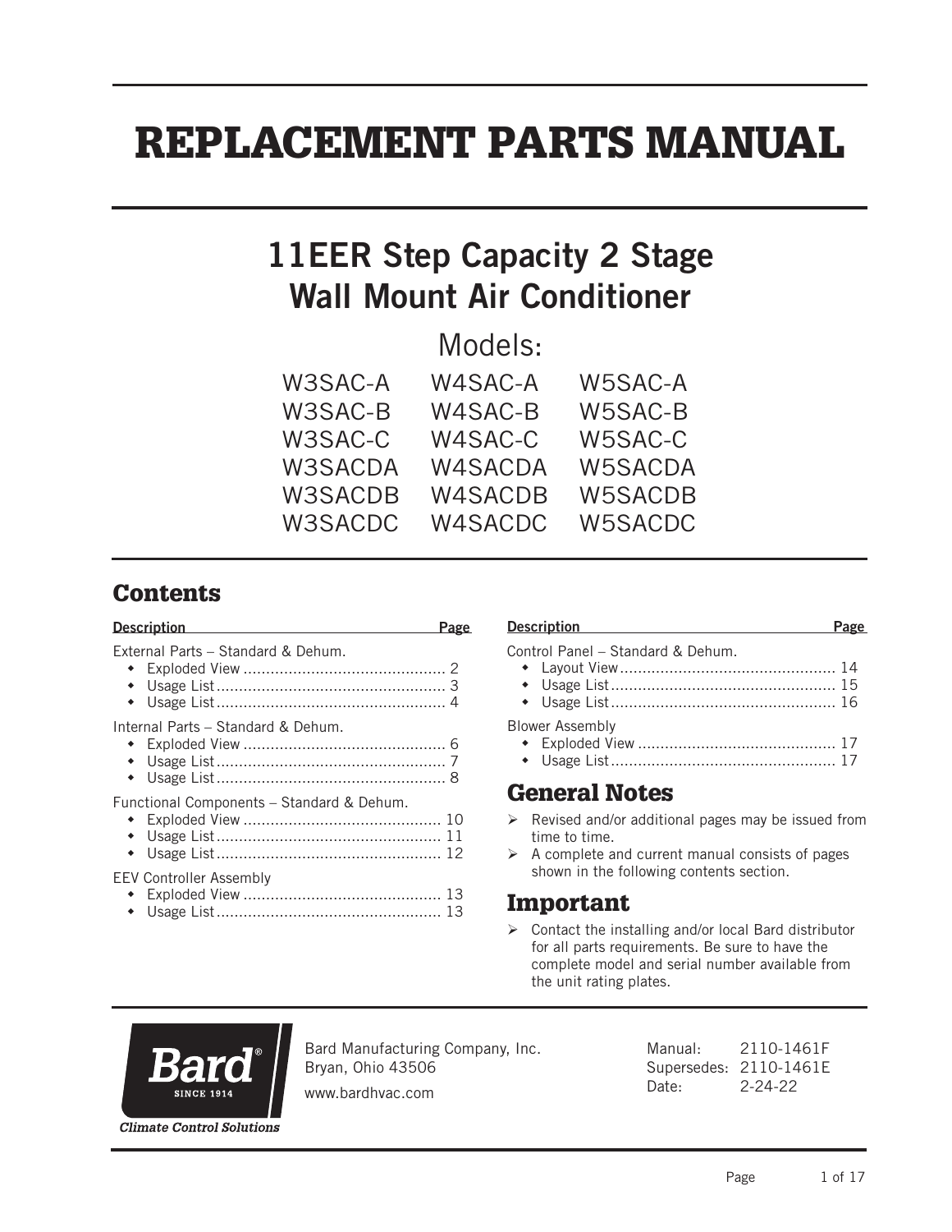# REPLACEMENT PARTS MANUAL

## 11EER Step Capacity 2 Stage Wall Mount Air Conditioner

Models:

| | | |
|---|---|---|
| W3SAC-A | W4SAC-A | W5SAC-A |
| W3SAC-B | W4SAC-B | W5SAC-B |
| W3SAC-C | W4SAC-C | W5SAC-C |
| W3SACDA | W4SACDA | W5SACDA |
| W3SACDB | W4SACDB | W5SACDB |
| W3SACDC | W4SACDC | W5SACDC |

## Contents

| Description | Page |
|---|---|
| **External Parts – Standard & Dehum.** | |
| • Exploded View | 2 |
| • Usage List | 3 |
| • Usage List | 4 |
| **Internal Parts – Standard & Dehum.** | |
| • Exploded View | 6 |
| • Usage List | 7 |
| • Usage List | 8 |
| **Functional Components – Standard & Dehum.** | |
| • Exploded View | 10 |
| • Usage List | 11 |
| • Usage List | 12 |
| **EEV Controller Assembly** | |
| • Exploded View | 13 |
| • Usage List | 13 |
| **Control Panel – Standard & Dehum.** | |
| • Layout View | 14 |
| • Usage List | 15 |
| • Usage List | 16 |
| **Blower Assembly** | |
| • Exploded View | 17 |
| • Usage List | 17 |

## General Notes

- Revised and/or additional pages may be issued from time to time.
- A complete and current manual consists of pages shown in the following contents section.

## Important

- Contact the installing and/or local Bard distributor for all parts requirements. Be sure to have the complete model and serial number available from the unit rating plates.

Bard Manufacturing Company, Inc.
Bryan, Ohio 43506
www.bardhvac.com

Manual: 2110-1461F
Supersedes: 2110-1461E
Date: 2-24-22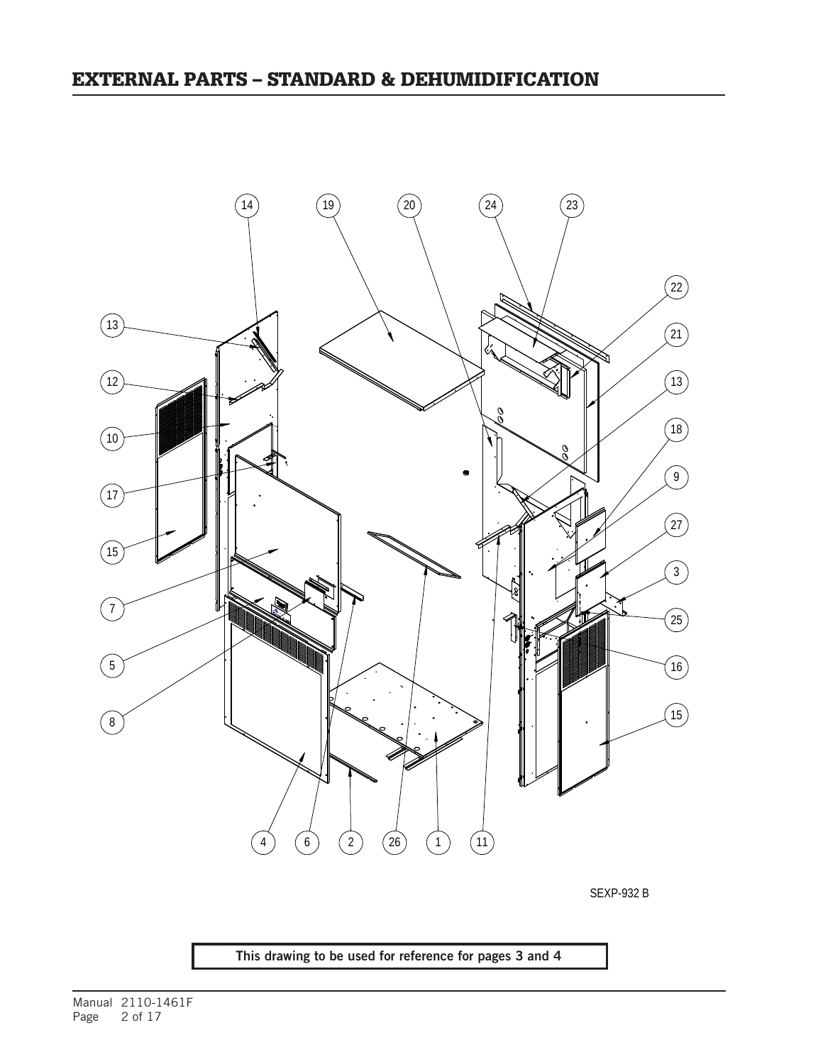## EXTERNAL PARTS – STANDARD & DEHUMIDIFICATION

SEXP-932 B

**This drawing to be used for reference for pages 3 and 4**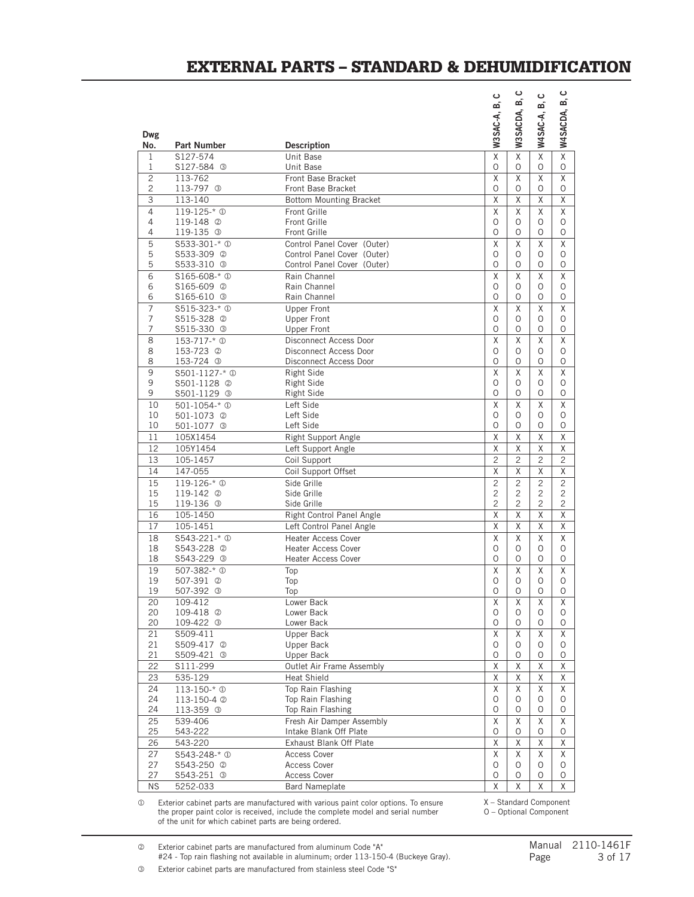# EXTERNAL PARTS – STANDARD & DEHUMIDIFICATION

| Dwg No. | Part Number | Description | W3SAC-A, B, C | W3SACDA, B, C | W4SAC-A, B, C | W4SACDA, B, C |
|---|---|---|---|---|---|---|
| 1 | S127-574 | Unit Base | X | X | X | X |
| 1 | S127-584 ③ | Unit Base | O | O | O | O |
| 2 | 113-762 | Front Base Bracket | X | X | X | X |
| 2 | 113-797 ③ | Front Base Bracket | O | O | O | O |
| 3 | 113-140 | Bottom Mounting Bracket | X | X | X | X |
| 4 | 119-125-* ① | Front Grille | X | X | X | X |
| 4 | 119-148 ② | Front Grille | O | O | O | O |
| 4 | 119-135 ③ | Front Grille | O | O | O | O |
| 5 | S533-301-* ① | Control Panel Cover (Outer) | X | X | X | X |
| 5 | S533-309 ② | Control Panel Cover (Outer) | O | O | O | O |
| 5 | S533-310 ③ | Control Panel Cover (Outer) | O | O | O | O |
| 6 | S165-608-* ① | Rain Channel | X | X | X | X |
| 6 | S165-609 ② | Rain Channel | O | O | O | O |
| 6 | S165-610 ③ | Rain Channel | O | O | O | O |
| 7 | S515-323-* ① | Upper Front | X | X | X | X |
| 7 | S515-328 ② | Upper Front | O | O | O | O |
| 7 | S515-330 ③ | Upper Front | O | O | O | O |
| 8 | 153-717-* ① | Disconnect Access Door | X | X | X | X |
| 8 | 153-723 ② | Disconnect Access Door | O | O | O | O |
| 8 | 153-724 ③ | Disconnect Access Door | O | O | O | O |
| 9 | S501-1127-* ① | Right Side | X | X | X | X |
| 9 | S501-1128 ② | Right Side | O | O | O | O |
| 9 | S501-1129 ③ | Right Side | O | O | O | O |
| 10 | 501-1054-* ① | Left Side | X | X | X | X |
| 10 | 501-1073 ② | Left Side | O | O | O | O |
| 10 | 501-1077 ③ | Left Side | O | O | O | O |
| 11 | 105X1454 | Right Support Angle | X | X | X | X |
| 12 | 105Y1454 | Left Support Angle | X | X | X | X |
| 13 | 105-1457 | Coil Support | 2 | 2 | 2 | 2 |
| 14 | 147-055 | Coil Support Offset | X | X | X | X |
| 15 | 119-126-* ① | Side Grille | 2 | 2 | 2 | 2 |
| 15 | 119-142 ② | Side Grille | 2 | 2 | 2 | 2 |
| 15 | 119-136 ③ | Side Grille | 2 | 2 | 2 | 2 |
| 16 | 105-1450 | Right Control Panel Angle | X | X | X | X |
| 17 | 105-1451 | Left Control Panel Angle | X | X | X | X |
| 18 | S543-221-* ① | Heater Access Cover | X | X | X | X |
| 18 | S543-228 ② | Heater Access Cover | O | O | O | O |
| 18 | S543-229 ③ | Heater Access Cover | O | O | O | O |
| 19 | 507-382-* ① | Top | X | X | X | X |
| 19 | 507-391 ② | Top | O | O | O | O |
| 19 | 507-392 ③ | Top | O | O | O | O |
| 20 | 109-412 | Lower Back | X | X | X | X |
| 20 | 109-418 ② | Lower Back | O | O | O | O |
| 20 | 109-422 ③ | Lower Back | O | O | O | O |
| 21 | S509-411 | Upper Back | X | X | X | X |
| 21 | S509-417 ② | Upper Back | O | O | O | O |
| 21 | S509-421 ③ | Upper Back | O | O | O | O |
| 22 | S111-299 | Outlet Air Frame Assembly | X | X | X | X |
| 23 | 535-129 | Heat Shield | X | X | X | X |
| 24 | 113-150-* ① | Top Rain Flashing | X | X | X | X |
| 24 | 113-150-4 ② | Top Rain Flashing | O | O | O | O |
| 24 | 113-359 ③ | Top Rain Flashing | O | O | O | O |
| 25 | 539-406 | Fresh Air Damper Assembly | X | X | X | X |
| 25 | 543-222 | Intake Blank Off Plate | O | O | O | O |
| 26 | 543-220 | Exhaust Blank Off Plate | X | X | X | X |
| 27 | S543-248-* ① | Access Cover | X | X | X | X |
| 27 | S543-250 ② | Access Cover | O | O | O | O |
| 27 | S543-251 ③ | Access Cover | O | O | O | O |
| NS | 5252-033 | Bard Nameplate | X | X | X | X |

① Exterior cabinet parts are manufactured with various paint color options. To ensure the proper paint color is received, include the complete model and serial number of the unit for which cabinet parts are being ordered.

X – Standard Component
O – Optional Component

② Exterior cabinet parts are manufactured from aluminum Code "A"
#24 - Top rain flashing not available in aluminum; order 113-150-4 (Buckeye Gray).

③ Exterior cabinet parts are manufactured from stainless steel Code "S"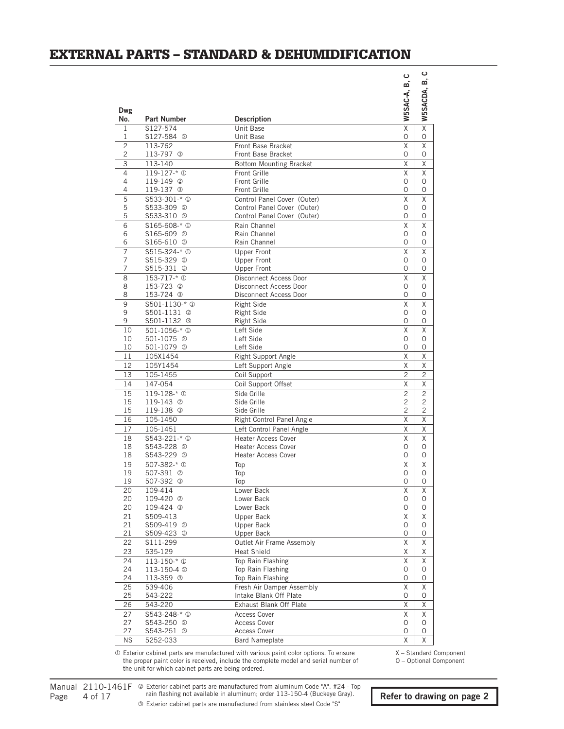# EXTERNAL PARTS – STANDARD & DEHUMIDIFICATION

| Dwg No. | Part Number | Description | W5SAC-A, B, C | W5SACDA, B, C |
|---|---|---|---|---|
| 1 | S127-574 | Unit Base | X | X |
| 1 | S127-584 ③ | Unit Base | O | O |
| 2 | 113-762 | Front Base Bracket | X | X |
| 2 | 113-797 ③ | Front Base Bracket | O | O |
| 3 | 113-140 | Bottom Mounting Bracket | X | X |
| 4 | 119-127-* ① | Front Grille | X | X |
| 4 | 119-149 ② | Front Grille | O | O |
| 4 | 119-137 ③ | Front Grille | O | O |
| 5 | S533-301-* ① | Control Panel Cover (Outer) | X | X |
| 5 | S533-309 ② | Control Panel Cover (Outer) | O | O |
| 5 | S533-310 ③ | Control Panel Cover (Outer) | O | O |
| 6 | S165-608-* ① | Rain Channel | X | X |
| 6 | S165-609 ② | Rain Channel | O | O |
| 6 | S165-610 ③ | Rain Channel | O | O |
| 7 | S515-324-* ① | Upper Front | X | X |
| 7 | S515-329 ② | Upper Front | O | O |
| 7 | S515-331 ③ | Upper Front | O | O |
| 8 | 153-717-* ① | Disconnect Access Door | X | X |
| 8 | 153-723 ② | Disconnect Access Door | O | O |
| 8 | 153-724 ③ | Disconnect Access Door | O | O |
| 9 | S501-1130-* ① | Right Side | X | X |
| 9 | S501-1131 ② | Right Side | O | O |
| 9 | S501-1132 ③ | Right Side | O | O |
| 10 | 501-1056-* ① | Left Side | X | X |
| 10 | 501-1075 ② | Left Side | O | O |
| 10 | 501-1079 ③ | Left Side | O | O |
| 11 | 105X1454 | Right Support Angle | X | X |
| 12 | 105Y1454 | Left Support Angle | X | X |
| 13 | 105-1455 | Coil Support | 2 | 2 |
| 14 | 147-054 | Coil Support Offset | X | X |
| 15 | 119-128-* ① | Side Grille | 2 | 2 |
| 15 | 119-143 ② | Side Grille | 2 | 2 |
| 15 | 119-138 ③ | Side Grille | 2 | 2 |
| 16 | 105-1450 | Right Control Panel Angle | X | X |
| 17 | 105-1451 | Left Control Panel Angle | X | X |
| 18 | S543-221-* ① | Heater Access Cover | X | X |
| 18 | S543-228 ② | Heater Access Cover | O | O |
| 18 | S543-229 ③ | Heater Access Cover | O | O |
| 19 | 507-382-* ① | Top | X | X |
| 19 | 507-391 ② | Top | O | O |
| 19 | 507-392 ③ | Top | O | O |
| 20 | 109-414 | Lower Back | X | X |
| 20 | 109-420 ② | Lower Back | O | O |
| 20 | 109-424 ③ | Lower Back | O | O |
| 21 | S509-413 | Upper Back | X | X |
| 21 | S509-419 ② | Upper Back | O | O |
| 21 | S509-423 ③ | Upper Back | O | O |
| 22 | S111-299 | Outlet Air Frame Assembly | X | X |
| 23 | 535-129 | Heat Shield | X | X |
| 24 | 113-150-* ① | Top Rain Flashing | X | X |
| 24 | 113-150-4 ② | Top Rain Flashing | O | O |
| 24 | 113-359 ③ | Top Rain Flashing | O | O |
| 25 | 539-406 | Fresh Air Damper Assembly | X | X |
| 25 | 543-222 | Intake Blank Off Plate | O | O |
| 26 | 543-220 | Exhaust Blank Off Plate | X | X |
| 27 | S543-248-* ① | Access Cover | X | X |
| 27 | S543-250 ② | Access Cover | O | O |
| 27 | S543-251 ③ | Access Cover | O | O |
| NS | 5252-033 | Bard Nameplate | X | X |

① Exterior cabinet parts are manufactured with various paint color options. To ensure the proper paint color is received, include the complete model and serial number of the unit for which cabinet parts are being ordered.

② Exterior cabinet parts are manufactured from aluminum Code "A". #24 - Top rain flashing not available in aluminum; order 113-150-4 (Buckeye Gray).

③ Exterior cabinet parts are manufactured from stainless steel Code "S"

X – Standard Component
O – Optional Component

Manual 2110-1461F

**Refer to drawing on page 2**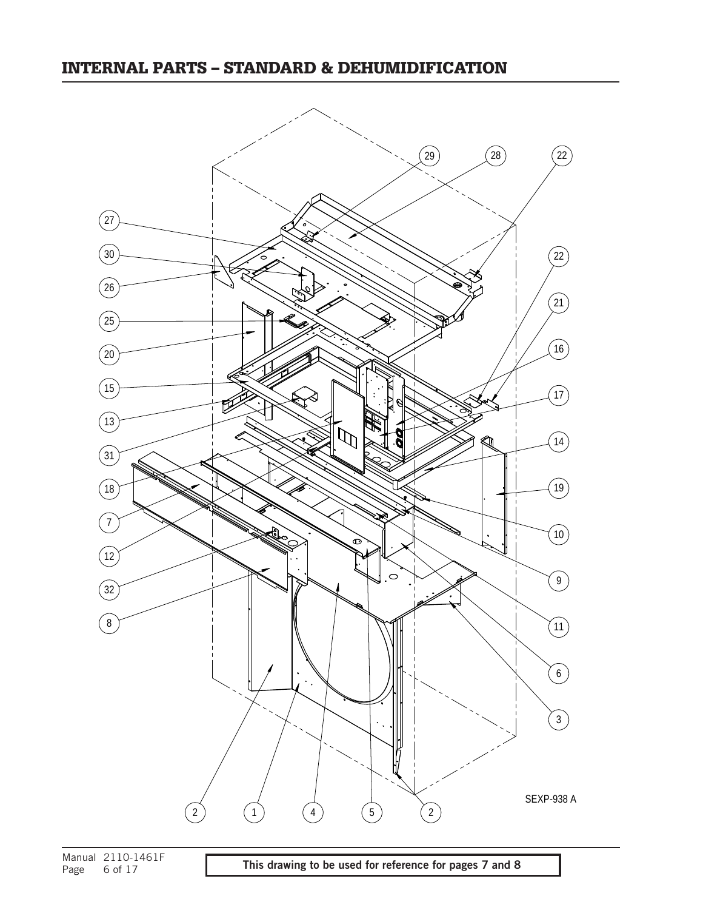# INTERNAL PARTS – STANDARD & DEHUMIDIFICATION

SEXP-938 A

**This drawing to be used for reference for pages 7 and 8**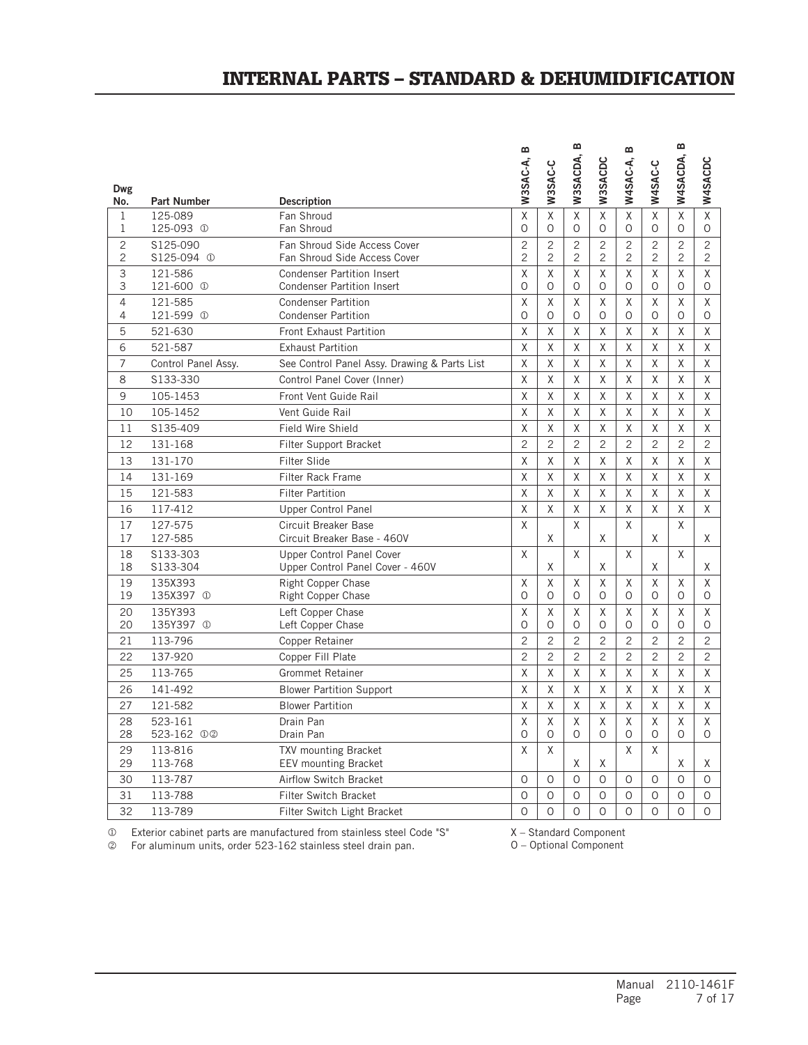# INTERNAL PARTS – STANDARD & DEHUMIDIFICATION

| Dwg No. | Part Number | Description | W3SAC-A, B | W3SAC-C | W3SACDA, B | W3SACDC | W4SAC-A, B | W4SAC-C | W4SACDA, B | W4SACDC |
|---|---|---|---|---|---|---|---|---|---|---|
| 1 | 125-089 | Fan Shroud | X | X | X | X | X | X | X | X |
| 1 | 125-093 ① | Fan Shroud | O | O | O | O | O | O | O | O |
| 2 | S125-090 | Fan Shroud Side Access Cover | 2 | 2 | 2 | 2 | 2 | 2 | 2 | 2 |
| 2 | S125-094 ① | Fan Shroud Side Access Cover | 2 | 2 | 2 | 2 | 2 | 2 | 2 | 2 |
| 3 | 121-586 | Condenser Partition Insert | X | X | X | X | X | X | X | X |
| 3 | 121-600 ① | Condenser Partition Insert | O | O | O | O | O | O | O | O |
| 4 | 121-585 | Condenser Partition | X | X | X | X | X | X | X | X |
| 4 | 121-599 ① | Condenser Partition | O | O | O | O | O | O | O | O |
| 5 | 521-630 | Front Exhaust Partition | X | X | X | X | X | X | X | X |
| 6 | 521-587 | Exhaust Partition | X | X | X | X | X | X | X | X |
| 7 | Control Panel Assy. | See Control Panel Assy. Drawing & Parts List | X | X | X | X | X | X | X | X |
| 8 | S133-330 | Control Panel Cover (Inner) | X | X | X | X | X | X | X | X |
| 9 | 105-1453 | Front Vent Guide Rail | X | X | X | X | X | X | X | X |
| 10 | 105-1452 | Vent Guide Rail | X | X | X | X | X | X | X | X |
| 11 | S135-409 | Field Wire Shield | X | X | X | X | X | X | X | X |
| 12 | 131-168 | Filter Support Bracket | 2 | 2 | 2 | 2 | 2 | 2 | 2 | 2 |
| 13 | 131-170 | Filter Slide | X | X | X | X | X | X | X | X |
| 14 | 131-169 | Filter Rack Frame | X | X | X | X | X | X | X | X |
| 15 | 121-583 | Filter Partition | X | X | X | X | X | X | X | X |
| 16 | 117-412 | Upper Control Panel | X | X | X | X | X | X | X | X |
| 17 | 127-575 | Circuit Breaker Base | X | | X | | X | | X | |
| 17 | 127-585 | Circuit Breaker Base - 460V | | X | | X | | X | | X |
| 18 | S133-303 | Upper Control Panel Cover | X | | X | | X | | X | |
| 18 | S133-304 | Upper Control Panel Cover - 460V | | X | | X | | X | | X |
| 19 | 135X393 | Right Copper Chase | X | X | X | X | X | X | X | X |
| 19 | 135X397 ① | Right Copper Chase | O | O | O | O | O | O | O | O |
| 20 | 135Y393 | Left Copper Chase | X | X | X | X | X | X | X | X |
| 20 | 135Y397 ① | Left Copper Chase | O | O | O | O | O | O | O | O |
| 21 | 113-796 | Copper Retainer | 2 | 2 | 2 | 2 | 2 | 2 | 2 | 2 |
| 22 | 137-920 | Copper Fill Plate | 2 | 2 | 2 | 2 | 2 | 2 | 2 | 2 |
| 25 | 113-765 | Grommet Retainer | X | X | X | X | X | X | X | X |
| 26 | 141-492 | Blower Partition Support | X | X | X | X | X | X | X | X |
| 27 | 121-582 | Blower Partition | X | X | X | X | X | X | X | X |
| 28 | 523-161 | Drain Pan | X | X | X | X | X | X | X | X |
| 28 | 523-162 ①② | Drain Pan | O | O | O | O | O | O | O | O |
| 29 | 113-816 | TXV mounting Bracket | X | X | | | X | X | | |
| 29 | 113-768 | EEV mounting Bracket | | | X | X | | | X | X |
| 30 | 113-787 | Airflow Switch Bracket | O | O | O | O | O | O | O | O |
| 31 | 113-788 | Filter Switch Bracket | O | O | O | O | O | O | O | O |
| 32 | 113-789 | Filter Switch Light Bracket | O | O | O | O | O | O | O | O |

① Exterior cabinet parts are manufactured from stainless steel Code "S"
② For aluminum units, order 523-162 stainless steel drain pan.

X – Standard Component
O – Optional Component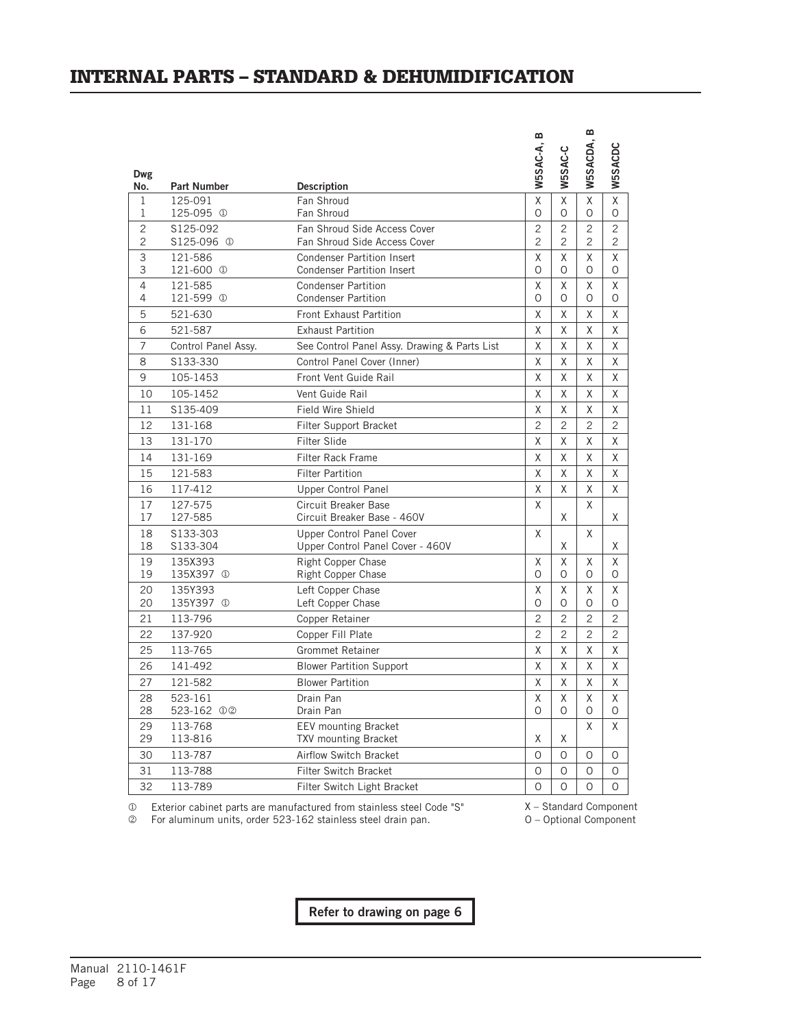# INTERNAL PARTS – STANDARD & DEHUMIDIFICATION

| Dwg No. | Part Number | Description | W5SAC-A, B | W5SAC-C | W5SACDA, B | W5SACDC |
|---|---|---|---|---|---|---|
| 1 | 125-091 | Fan Shroud | X | X | X | X |
| 1 | 125-095 ① | Fan Shroud | O | O | O | O |
| 2 | S125-092 | Fan Shroud Side Access Cover | 2 | 2 | 2 | 2 |
| 2 | S125-096 ① | Fan Shroud Side Access Cover | 2 | 2 | 2 | 2 |
| 3 | 121-586 | Condenser Partition Insert | X | X | X | X |
| 3 | 121-600 ① | Condenser Partition Insert | O | O | O | O |
| 4 | 121-585 | Condenser Partition | X | X | X | X |
| 4 | 121-599 ① | Condenser Partition | O | O | O | O |
| 5 | 521-630 | Front Exhaust Partition | X | X | X | X |
| 6 | 521-587 | Exhaust Partition | X | X | X | X |
| 7 | Control Panel Assy. | See Control Panel Assy. Drawing & Parts List | X | X | X | X |
| 8 | S133-330 | Control Panel Cover (Inner) | X | X | X | X |
| 9 | 105-1453 | Front Vent Guide Rail | X | X | X | X |
| 10 | 105-1452 | Vent Guide Rail | X | X | X | X |
| 11 | S135-409 | Field Wire Shield | X | X | X | X |
| 12 | 131-168 | Filter Support Bracket | 2 | 2 | 2 | 2 |
| 13 | 131-170 | Filter Slide | X | X | X | X |
| 14 | 131-169 | Filter Rack Frame | X | X | X | X |
| 15 | 121-583 | Filter Partition | X | X | X | X |
| 16 | 117-412 | Upper Control Panel | X | X | X | X |
| 17 | 127-575 | Circuit Breaker Base | X | | X | |
| 17 | 127-585 | Circuit Breaker Base - 460V | | X | | X |
| 18 | S133-303 | Upper Control Panel Cover | X | | X | |
| 18 | S133-304 | Upper Control Panel Cover - 460V | | X | | X |
| 19 | 135X393 | Right Copper Chase | X | X | X | X |
| 19 | 135X397 ① | Right Copper Chase | O | O | O | O |
| 20 | 135Y393 | Left Copper Chase | X | X | X | X |
| 20 | 135Y397 ① | Left Copper Chase | O | O | O | O |
| 21 | 113-796 | Copper Retainer | 2 | 2 | 2 | 2 |
| 22 | 137-920 | Copper Fill Plate | 2 | 2 | 2 | 2 |
| 25 | 113-765 | Grommet Retainer | X | X | X | X |
| 26 | 141-492 | Blower Partition Support | X | X | X | X |
| 27 | 121-582 | Blower Partition | X | X | X | X |
| 28 | 523-161 | Drain Pan | X | X | X | X |
| 28 | 523-162 ①② | Drain Pan | O | O | O | O |
| 29 | 113-768 | EEV mounting Bracket | | | X | X |
| 29 | 113-816 | TXV mounting Bracket | X | X | | |
| 30 | 113-787 | Airflow Switch Bracket | O | O | O | O |
| 31 | 113-788 | Filter Switch Bracket | O | O | O | O |
| 32 | 113-789 | Filter Switch Light Bracket | O | O | O | O |

① Exterior cabinet parts are manufactured from stainless steel Code "S"
② For aluminum units, order 523-162 stainless steel drain pan.

X – Standard Component
O – Optional Component

**Refer to drawing on page 6**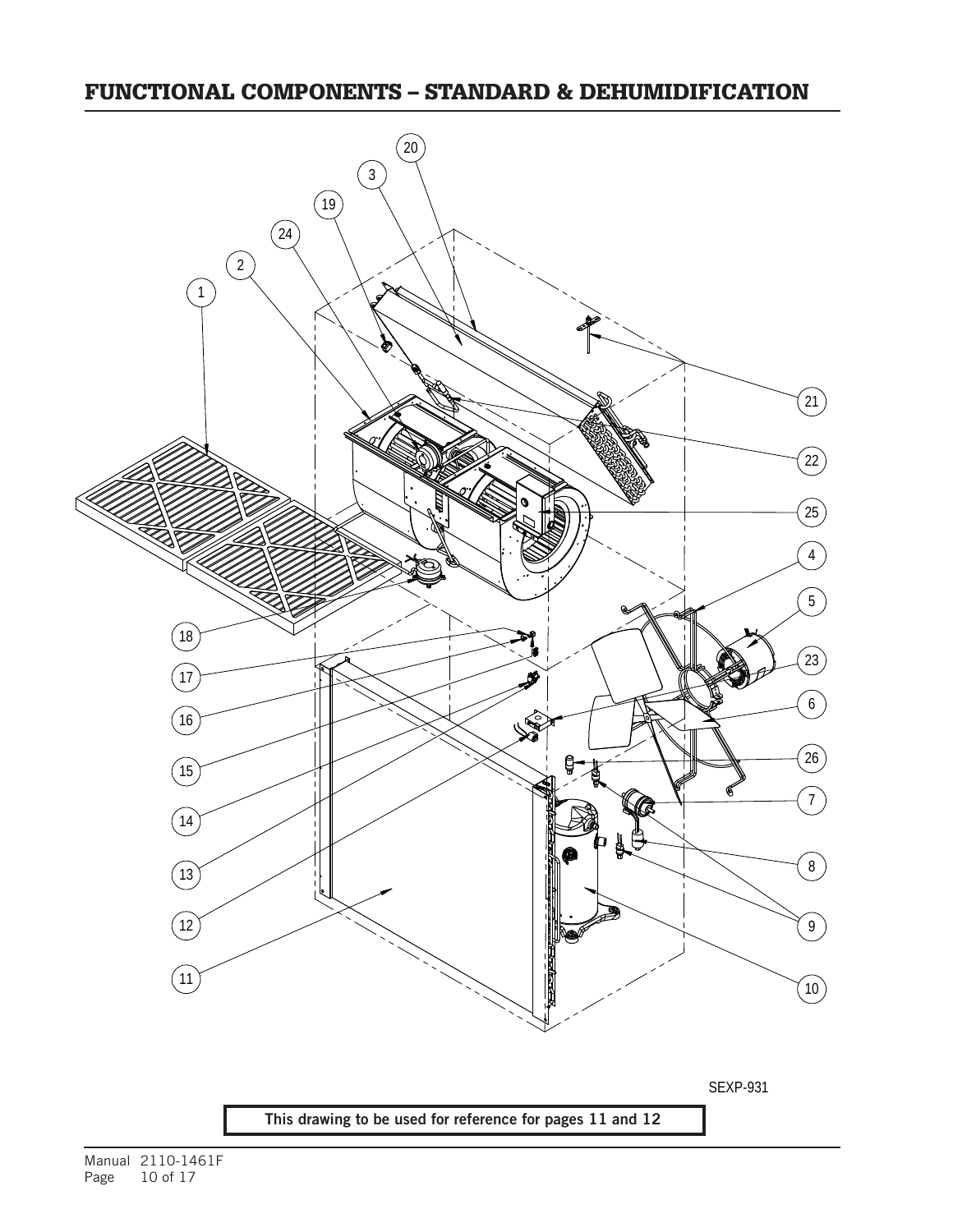# FUNCTIONAL COMPONENTS – STANDARD & DEHUMIDIFICATION

SEXP-931

**This drawing to be used for reference for pages 11 and 12**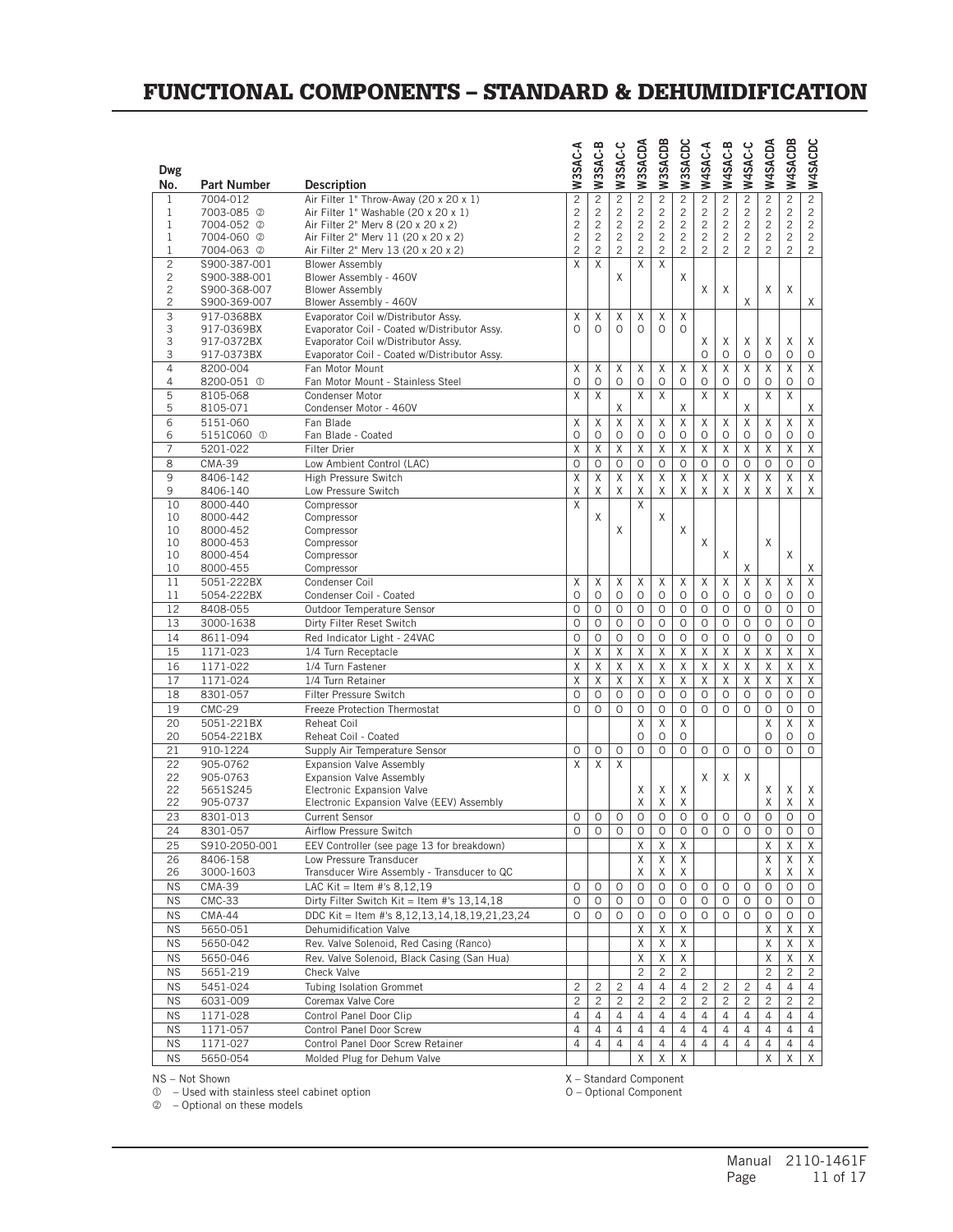# FUNCTIONAL COMPONENTS – STANDARD & DEHUMIDIFICATION

| Dwg No. | Part Number | Description | W3SAC-A | W3SAC-B | W3SAC-C | W3SACDA | W3SACDB | W3SACDC | W4SAC-A | W4SAC-B | W4SAC-C | W4SACDA | W4SACDB | W4SACDC |
|---|---|---|---|---|---|---|---|---|---|---|---|---|---|---|
| 1 | 7004-012 | Air Filter 1" Throw-Away (20 x 20 x 1) | 2 | 2 | 2 | 2 | 2 | 2 | 2 | 2 | 2 | 2 | 2 | 2 |
| 1 | 7003-085 ② | Air Filter 1" Washable (20 x 20 x 1) | 2 | 2 | 2 | 2 | 2 | 2 | 2 | 2 | 2 | 2 | 2 | 2 |
| 1 | 7004-052 ② | Air Filter 2" Merv 8 (20 x 20 x 2) | 2 | 2 | 2 | 2 | 2 | 2 | 2 | 2 | 2 | 2 | 2 | 2 |
| 1 | 7004-060 ② | Air Filter 2" Merv 11 (20 x 20 x 2) | 2 | 2 | 2 | 2 | 2 | 2 | 2 | 2 | 2 | 2 | 2 | 2 |
| 1 | 7004-063 ② | Air Filter 2" Merv 13 (20 x 20 x 2) | 2 | 2 | 2 | 2 | 2 | 2 | 2 | 2 | 2 | 2 | 2 | 2 |
| 2 | S900-387-001 | Blower Assembly | X | X | | X | X | | | | | | | |
| 2 | S900-388-001 | Blower Assembly - 460V | | | X | | | X | | | | | | |
| 2 | S900-368-007 | Blower Assembly | | | | | | | X | X | | X | X | |
| 2 | S900-369-007 | Blower Assembly - 460V | | | | | | | | | X | | | X |
| 3 | 917-0368BX | Evaporator Coil w/Distributor Assy. | X | X | X | X | X | X | | | | | | |
| 3 | 917-0369BX | Evaporator Coil - Coated w/Distributor Assy. | O | O | O | O | O | O | | | | | | |
| 3 | 917-0372BX | Evaporator Coil w/Distributor Assy. | | | | | | | X | X | X | X | X | X |
| 3 | 917-0373BX | Evaporator Coil - Coated w/Distributor Assy. | | | | | | | O | O | O | O | O | O |
| 4 | 8200-004 | Fan Motor Mount | X | X | X | X | X | X | X | X | X | X | X | X |
| 4 | 8200-051 ① | Fan Motor Mount - Stainless Steel | O | O | O | O | O | O | O | O | O | O | O | O |
| 5 | 8105-068 | Condenser Motor | X | X | | X | X | | X | X | | X | X | |
| 5 | 8105-071 | Condenser Motor - 460V | | | X | | | X | | | X | | | X |
| 6 | 5151-060 | Fan Blade | X | X | X | X | X | X | X | X | X | X | X | X |
| 6 | 5151C060 ① | Fan Blade - Coated | O | O | O | O | O | O | O | O | O | O | O | O |
| 7 | 5201-022 | Filter Drier | X | X | X | X | X | X | X | X | X | X | X | X |
| 8 | CMA-39 | Low Ambient Control (LAC) | O | O | O | O | O | O | O | O | O | O | O | O |
| 9 | 8406-142 | High Pressure Switch | X | X | X | X | X | X | X | X | X | X | X | X |
| 9 | 8406-140 | Low Pressure Switch | X | X | X | X | X | X | X | X | X | X | X | X |
| 10 | 8000-440 | Compressor | X | | | X | | | | | | | | |
| 10 | 8000-442 | Compressor | | X | | | X | | | | | | | |
| 10 | 8000-452 | Compressor | | | X | | | X | | | | | | |
| 10 | 8000-453 | Compressor | | | | | | | X | | | X | | |
| 10 | 8000-454 | Compressor | | | | | | | | X | | | X | |
| 10 | 8000-455 | Compressor | | | | | | | | | X | | | X |
| 11 | 5051-222BX | Condenser Coil | X | X | X | X | X | X | X | X | X | X | X | X |
| 11 | 5054-222BX | Condenser Coil - Coated | O | O | O | O | O | O | O | O | O | O | O | O |
| 12 | 8408-055 | Outdoor Temperature Sensor | O | O | O | O | O | O | O | O | O | O | O | O |
| 13 | 3000-1638 | Dirty Filter Reset Switch | O | O | O | O | O | O | O | O | O | O | O | O |
| 14 | 8611-094 | Red Indicator Light - 24VAC | O | O | O | O | O | O | O | O | O | O | O | O |
| 15 | 1171-023 | 1/4 Turn Receptacle | X | X | X | X | X | X | X | X | X | X | X | X |
| 16 | 1171-022 | 1/4 Turn Fastener | X | X | X | X | X | X | X | X | X | X | X | X |
| 17 | 1171-024 | 1/4 Turn Retainer | X | X | X | X | X | X | X | X | X | X | X | X |
| 18 | 8301-057 | Filter Pressure Switch | O | O | O | O | O | O | O | O | O | O | O | O |
| 19 | CMC-29 | Freeze Protection Thermostat | O | O | O | O | O | O | O | O | O | O | O | O |
| 20 | 5051-221BX | Reheat Coil | | | | X | X | X | | | | X | X | X |
| 20 | 5054-221BX | Reheat Coil - Coated | | | | O | O | O | | | | O | O | O |
| 21 | 910-1224 | Supply Air Temperature Sensor | O | O | O | O | O | O | O | O | O | O | O | O |
| 22 | 905-0762 | Expansion Valve Assembly | X | X | X | | | | | | | | | |
| 22 | 905-0763 | Expansion Valve Assembly | | | | | | | X | X | X | | | |
| 22 | 5651S245 | Electronic Expansion Valve | | | | X | X | X | | | | X | X | X |
| 22 | 905-0737 | Electronic Expansion Valve (EEV) Assembly | | | | X | X | X | | | | X | X | X |
| 23 | 8301-013 | Current Sensor | O | O | O | O | O | O | O | O | O | O | O | O |
| 24 | 8301-057 | Airflow Pressure Switch | O | O | O | O | O | O | O | O | O | O | O | O |
| 25 | S910-2050-001 | EEV Controller (see page 13 for breakdown) | | | | X | X | X | | | | X | X | X |
| 26 | 8406-158 | Low Pressure Transducer | | | | X | X | X | | | | X | X | X |
| 26 | 3000-1603 | Transducer Wire Assembly - Transducer to QC | | | | X | X | X | | | | X | X | X |
| NS | CMA-39 | LAC Kit = Item #'s 8,12,19 | O | O | O | O | O | O | O | O | O | O | O | O |
| NS | CMC-33 | Dirty Filter Switch Kit = Item #'s 13,14,18 | O | O | O | O | O | O | O | O | O | O | O | O |
| NS | CMA-44 | DDC Kit = Item #'s 8,12,13,14,18,19,21,23,24 | O | O | O | O | O | O | O | O | O | O | O | O |
| NS | 5650-051 | Dehumidification Valve | | | | X | X | X | | | | X | X | X |
| NS | 5650-042 | Rev. Valve Solenoid, Red Casing (Ranco) | | | | X | X | X | | | | X | X | X |
| NS | 5650-046 | Rev. Valve Solenoid, Black Casing (San Hua) | | | | X | X | X | | | | X | X | X |
| NS | 5651-219 | Check Valve | | | | 2 | 2 | 2 | | | | 2 | 2 | 2 |
| NS | 5451-024 | Tubing Isolation Grommet | 2 | 2 | 2 | 4 | 4 | 4 | 2 | 2 | 2 | 4 | 4 | 4 |
| NS | 6031-009 | Coremax Valve Core | 2 | 2 | 2 | 2 | 2 | 2 | 2 | 2 | 2 | 2 | 2 | 2 |
| NS | 1171-028 | Control Panel Door Clip | 4 | 4 | 4 | 4 | 4 | 4 | 4 | 4 | 4 | 4 | 4 | 4 |
| NS | 1171-057 | Control Panel Door Screw | 4 | 4 | 4 | 4 | 4 | 4 | 4 | 4 | 4 | 4 | 4 | 4 |
| NS | 1171-027 | Control Panel Door Screw Retainer | 4 | 4 | 4 | 4 | 4 | 4 | 4 | 4 | 4 | 4 | 4 | 4 |
| NS | 5650-054 | Molded Plug for Dehum Valve | | | | X | X | X | | | | X | X | X |

NS – Not Shown
① – Used with stainless steel cabinet option
② – Optional on these models

X – Standard Component
O – Optional Component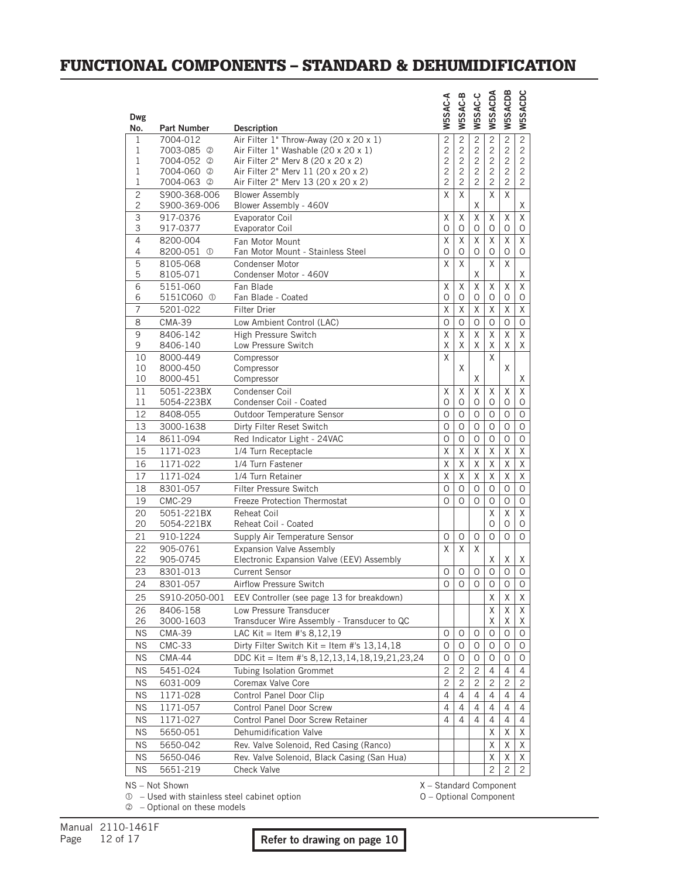# FUNCTIONAL COMPONENTS – STANDARD & DEHUMIDIFICATION

| Dwg No. | Part Number | Description | W5SAC-A | W5SAC-B | W5SAC-C | W5SACDA | W5SACDB | W5SACDC |
|---|---|---|---|---|---|---|---|---|
| 1 | 7004-012 | Air Filter 1" Throw-Away (20 x 20 x 1) | 2 | 2 | 2 | 2 | 2 | 2 |
| 1 | 7003-085 ② | Air Filter 1" Washable (20 x 20 x 1) | 2 | 2 | 2 | 2 | 2 | 2 |
| 1 | 7004-052 ② | Air Filter 2" Merv 8 (20 x 20 x 2) | 2 | 2 | 2 | 2 | 2 | 2 |
| 1 | 7004-060 ② | Air Filter 2" Merv 11 (20 x 20 x 2) | 2 | 2 | 2 | 2 | 2 | 2 |
| 1 | 7004-063 ② | Air Filter 2" Merv 13 (20 x 20 x 2) | 2 | 2 | 2 | 2 | 2 | 2 |
| 2 | S900-368-006 | Blower Assembly | X | X | | X | X | |
| 2 | S900-369-006 | Blower Assembly - 460V | | | X | | | X |
| 3 | 917-0376 | Evaporator Coil | X | X | X | X | X | X |
| 3 | 917-0377 | Evaporator Coil | O | O | O | O | O | O |
| 4 | 8200-004 | Fan Motor Mount | X | X | X | X | X | X |
| 4 | 8200-051 ① | Fan Motor Mount - Stainless Steel | O | O | O | O | O | O |
| 5 | 8105-068 | Condenser Motor | X | X | | X | X | |
| 5 | 8105-071 | Condenser Motor - 460V | | | X | | | X |
| 6 | 5151-060 | Fan Blade | X | X | X | X | X | X |
| 6 | 5151C060 ① | Fan Blade - Coated | O | O | O | O | O | O |
| 7 | 5201-022 | Filter Drier | X | X | X | X | X | X |
| 8 | CMA-39 | Low Ambient Control (LAC) | O | O | O | O | O | O |
| 9 | 8406-142 | High Pressure Switch | X | X | X | X | X | X |
| 9 | 8406-140 | Low Pressure Switch | X | X | X | X | X | X |
| 10 | 8000-449 | Compressor | X | | | X | | |
| 10 | 8000-450 | Compressor | | X | | | X | |
| 10 | 8000-451 | Compressor | | | X | | | X |
| 11 | 5051-223BX | Condenser Coil | X | X | X | X | X | X |
| 11 | 5054-223BX | Condenser Coil - Coated | O | O | O | O | O | O |
| 12 | 8408-055 | Outdoor Temperature Sensor | O | O | O | O | O | O |
| 13 | 3000-1638 | Dirty Filter Reset Switch | O | O | O | O | O | O |
| 14 | 8611-094 | Red Indicator Light - 24VAC | O | O | O | O | O | O |
| 15 | 1171-023 | 1/4 Turn Receptacle | X | X | X | X | X | X |
| 16 | 1171-022 | 1/4 Turn Fastener | X | X | X | X | X | X |
| 17 | 1171-024 | 1/4 Turn Retainer | X | X | X | X | X | X |
| 18 | 8301-057 | Filter Pressure Switch | O | O | O | O | O | O |
| 19 | CMC-29 | Freeze Protection Thermostat | O | O | O | O | O | O |
| 20 | 5051-221BX | Reheat Coil | | | | X | X | X |
| 20 | 5054-221BX | Reheat Coil - Coated | | | | O | O | O |
| 21 | 910-1224 | Supply Air Temperature Sensor | O | O | O | O | O | O |
| 22 | 905-0761 | Expansion Valve Assembly | X | X | X | | | |
| 22 | 905-0745 | Electronic Expansion Valve (EEV) Assembly | | | | X | X | X |
| 23 | 8301-013 | Current Sensor | O | O | O | O | O | O |
| 24 | 8301-057 | Airflow Pressure Switch | O | O | O | O | O | O |
| 25 | S910-2050-001 | EEV Controller (see page 13 for breakdown) | | | | X | X | X |
| 26 | 8406-158 | Low Pressure Transducer | | | | X | X | X |
| 26 | 3000-1603 | Transducer Wire Assembly - Transducer to QC | | | | X | X | X |
| NS | CMA-39 | LAC Kit = Item #'s 8,12,19 | O | O | O | O | O | O |
| NS | CMC-33 | Dirty Filter Switch Kit = Item #'s 13,14,18 | O | O | O | O | O | O |
| NS | CMA-44 | DDC Kit = Item #'s 8,12,13,14,18,19,21,23,24 | O | O | O | O | O | O |
| NS | 5451-024 | Tubing Isolation Grommet | 2 | 2 | 2 | 4 | 4 | 4 |
| NS | 6031-009 | Coremax Valve Core | 2 | 2 | 2 | 2 | 2 | 2 |
| NS | 1171-028 | Control Panel Door Clip | 4 | 4 | 4 | 4 | 4 | 4 |
| NS | 1171-057 | Control Panel Door Screw | 4 | 4 | 4 | 4 | 4 | 4 |
| NS | 1171-027 | Control Panel Door Screw Retainer | 4 | 4 | 4 | 4 | 4 | 4 |
| NS | 5650-051 | Dehumidification Valve | | | | X | X | X |
| NS | 5650-042 | Rev. Valve Solenoid, Red Casing (Ranco) | | | | X | X | X |
| NS | 5650-046 | Rev. Valve Solenoid, Black Casing (San Hua) | | | | X | X | X |
| NS | 5651-219 | Check Valve | | | | 2 | 2 | 2 |

NS – Not Shown
① – Used with stainless steel cabinet option
② – Optional on these models

X – Standard Component
O – Optional Component

Manual 2110-1461F

**Refer to drawing on page 10**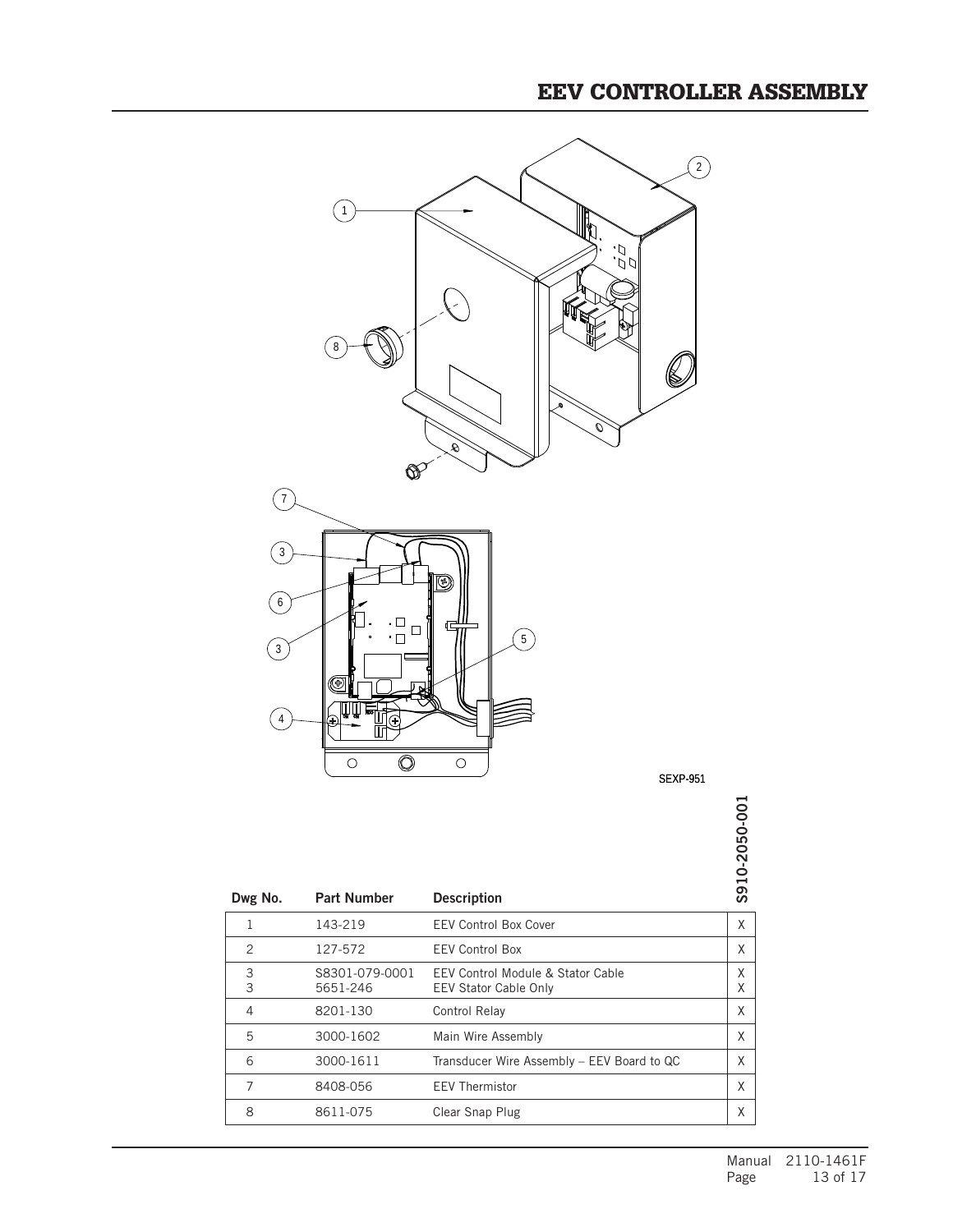# EEV CONTROLLER ASSEMBLY

SEXP-951

| Dwg No. | Part Number | Description | S910-2050-001 |
|---|---|---|---|
| 1 | 143-219 | EEV Control Box Cover | X |
| 2 | 127-572 | EEV Control Box | X |
| 3<br>3 | S8301-079-0001<br>5651-246 | EEV Control Module & Stator Cable<br>EEV Stator Cable Only | X<br>X |
| 4 | 8201-130 | Control Relay | X |
| 5 | 3000-1602 | Main Wire Assembly | X |
| 6 | 3000-1611 | Transducer Wire Assembly – EEV Board to QC | X |
| 7 | 8408-056 | EEV Thermistor | X |
| 8 | 8611-075 | Clear Snap Plug | X |

Manual 2110-1461F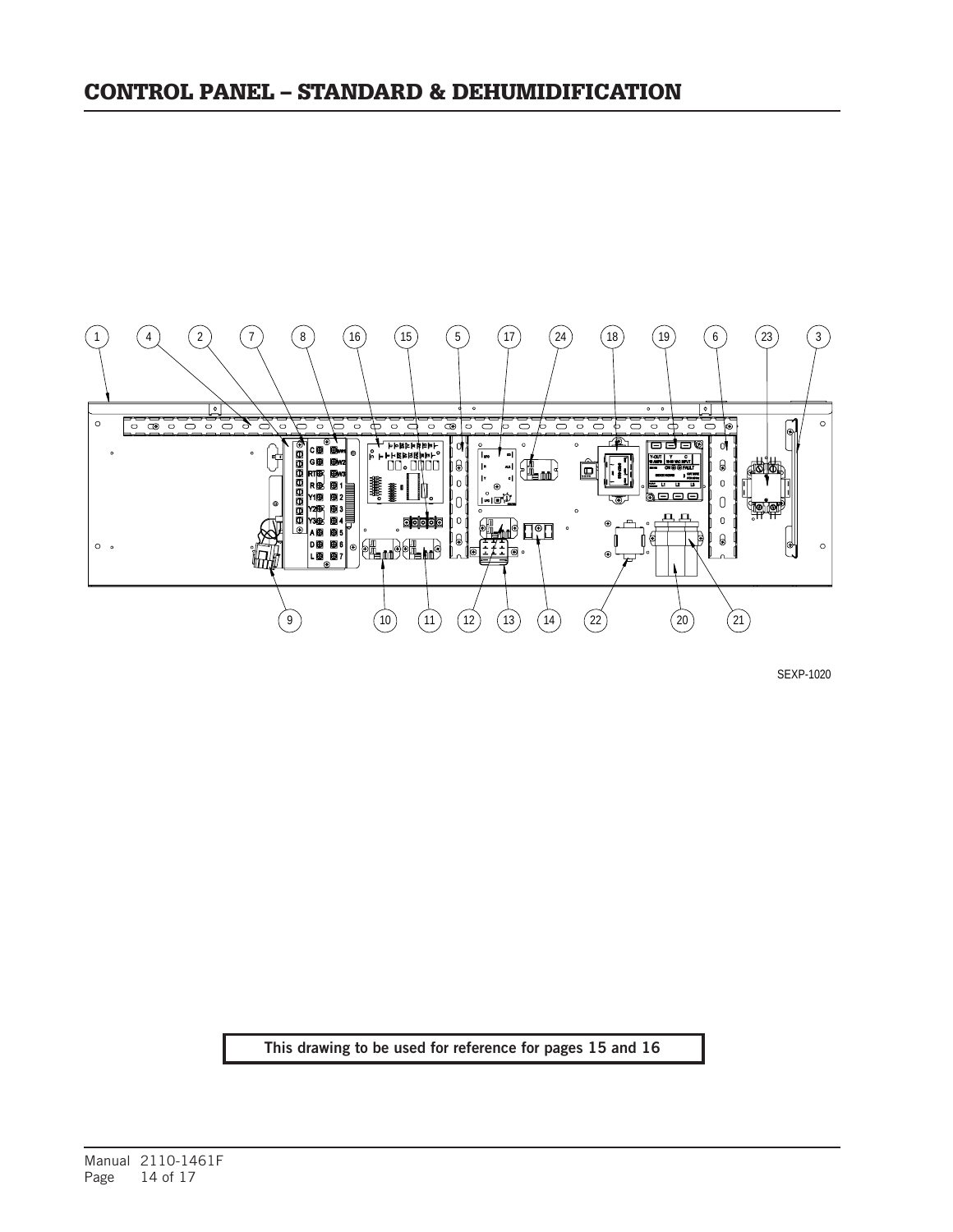# CONTROL PANEL – STANDARD & DEHUMIDIFICATION

SEXP-1020

**This drawing to be used for reference for pages 15 and 16**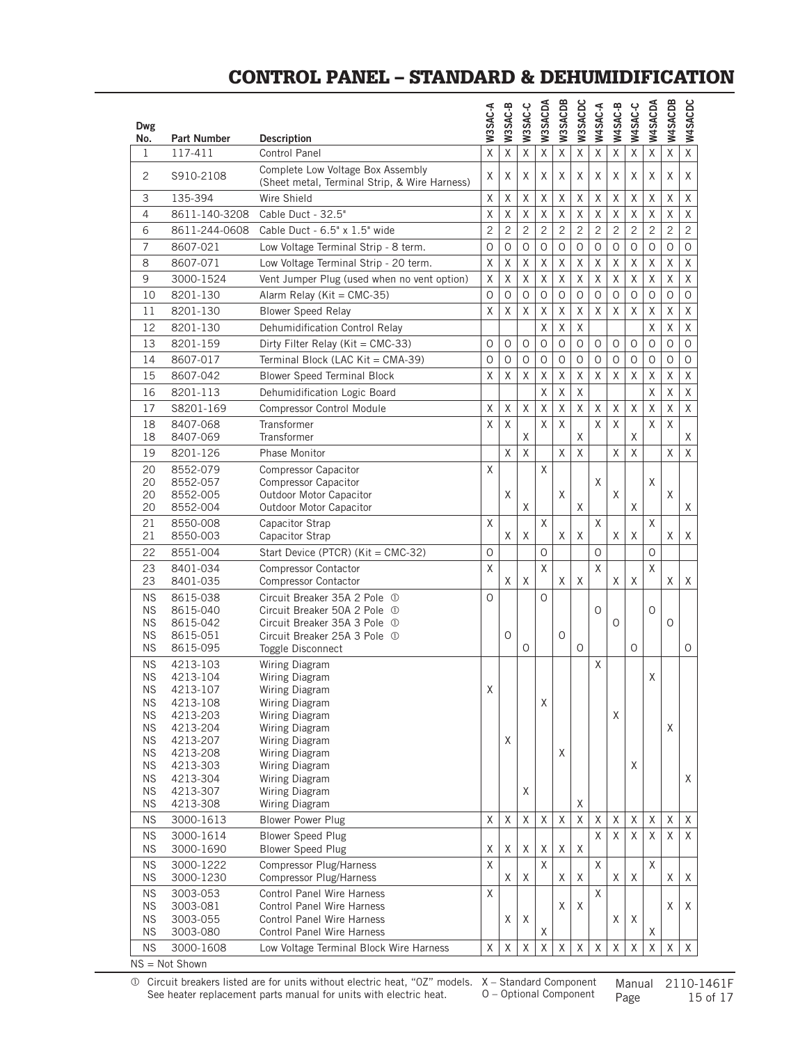# CONTROL PANEL – STANDARD & DEHUMIDIFICATION

| Dwg No. | Part Number | Description | W3SAC-A | W3SAC-B | W3SAC-C | W3SACDA | W3SACDB | W3SACDC | W4SAC-A | W4SAC-B | W4SAC-C | W4SACDA | W4SACDB | W4SACDC |
|---|---|---|---|---|---|---|---|---|---|---|---|---|---|---|
| 1 | 117-411 | Control Panel | X | X | X | X | X | X | X | X | X | X | X | X |
| 2 | S910-2108 | Complete Low Voltage Box Assembly (Sheet metal, Terminal Strip, & Wire Harness) | X | X | X | X | X | X | X | X | X | X | X | X |
| 3 | 135-394 | Wire Shield | X | X | X | X | X | X | X | X | X | X | X | X |
| 4 | 8611-140-3208 | Cable Duct - 32.5" | X | X | X | X | X | X | X | X | X | X | X | X |
| 6 | 8611-244-0608 | Cable Duct - 6.5" x 1.5" wide | 2 | 2 | 2 | 2 | 2 | 2 | 2 | 2 | 2 | 2 | 2 | 2 |
| 7 | 8607-021 | Low Voltage Terminal Strip - 8 term. | O | O | O | O | O | O | O | O | O | O | O | O |
| 8 | 8607-071 | Low Voltage Terminal Strip - 20 term. | X | X | X | X | X | X | X | X | X | X | X | X |
| 9 | 3000-1524 | Vent Jumper Plug (used when no vent option) | X | X | X | X | X | X | X | X | X | X | X | X |
| 10 | 8201-130 | Alarm Relay (Kit = CMC-35) | O | O | O | O | O | O | O | O | O | O | O | O |
| 11 | 8201-130 | Blower Speed Relay | X | X | X | X | X | X | X | X | X | X | X | X |
| 12 | 8201-130 | Dehumidification Control Relay | | | | X | X | X | | | | X | X | X |
| 13 | 8201-159 | Dirty Filter Relay (Kit = CMC-33) | O | O | O | O | O | O | O | O | O | O | O | O |
| 14 | 8607-017 | Terminal Block (LAC Kit = CMA-39) | O | O | O | O | O | O | O | O | O | O | O | O |
| 15 | 8607-042 | Blower Speed Terminal Block | X | X | X | X | X | X | X | X | X | X | X | X |
| 16 | 8201-113 | Dehumidification Logic Board | | | | X | X | X | | | | X | X | X |
| 17 | S8201-169 | Compressor Control Module | X | X | X | X | X | X | X | X | X | X | X | X |
| 18 | 8407-068 | Transformer | X | X | | X | X | | X | X | | X | X | |
| 18 | 8407-069 | Transformer | | | X | | | X | | | X | | | X |
| 19 | 8201-126 | Phase Monitor | | X | X | | X | X | | X | X | | X | X |
| 20 | 8552-079 | Compressor Capacitor | X | | | X | | | | | | | | |
| 20 | 8552-057 | Compressor Capacitor | | | | | | | X | | | X | | |
| 20 | 8552-005 | Outdoor Motor Capacitor | | X | | | X | | | X | | | X | |
| 20 | 8552-004 | Outdoor Motor Capacitor | | | X | | | X | | | X | | | X |
| 21 | 8550-008 | Capacitor Strap | X | | | X | | | X | | | X | | |
| 21 | 8550-003 | Capacitor Strap | | X | X | | X | X | | X | X | | X | X |
| 22 | 8551-004 | Start Device (PTCR) (Kit = CMC-32) | O | | | O | | | O | | | O | | |
| 23 | 8401-034 | Compressor Contactor | X | | | X | | | X | | | X | | |
| 23 | 8401-035 | Compressor Contactor | | X | X | | X | X | | X | X | | X | X |
| NS | 8615-038 | Circuit Breaker 35A 2 Pole ① | O | | | O | | | | | | | | |
| NS | 8615-040 | Circuit Breaker 50A 2 Pole ① | | | | | | | O | | | O | | |
| NS | 8615-042 | Circuit Breaker 35A 3 Pole ① | | | | | | | | O | | | O | |
| NS | 8615-051 | Circuit Breaker 25A 3 Pole ① | | O | | | O | | | | | | | |
| NS | 8615-095 | Toggle Disconnect | | | O | | | O | | | O | | | O |
| NS | 4213-103 | Wiring Diagram | | | | | | | X | | | | | |
| NS | 4213-104 | Wiring Diagram | | | | | | | | | | X | | |
| NS | 4213-107 | Wiring Diagram | X | | | | | | | | | | | |
| NS | 4213-108 | Wiring Diagram | | | | X | | | | | | | | |
| NS | 4213-203 | Wiring Diagram | | | | | | | | X | | | | |
| NS | 4213-204 | Wiring Diagram | | | | | | | | | | | X | |
| NS | 4213-207 | Wiring Diagram | | X | | | | | | | | | | |
| NS | 4213-208 | Wiring Diagram | | | | | X | | | | | | | |
| NS | 4213-303 | Wiring Diagram | | | | | | | | | X | | | |
| NS | 4213-304 | Wiring Diagram | | | | | | | | | | | | X |
| NS | 4213-307 | Wiring Diagram | | | X | | | | | | | | | |
| NS | 4213-308 | Wiring Diagram | | | | | | X | | | | | | |
| NS | 3000-1613 | Blower Power Plug | X | X | X | X | X | X | X | X | X | X | X | X |
| NS | 3000-1614 | Blower Speed Plug | | | | | | | X | X | X | X | X | X |
| NS | 3000-1690 | Blower Speed Plug | X | X | X | X | X | X | | | | | | |
| NS | 3000-1222 | Compressor Plug/Harness | X | | | X | | | X | | | X | | |
| NS | 3000-1230 | Compressor Plug/Harness | | X | X | | X | X | | X | X | | X | X |
| NS | 3003-053 | Control Panel Wire Harness | X | | | | | | X | | | | | |
| NS | 3003-081 | Control Panel Wire Harness | | | | | X | X | | | | | X | X |
| NS | 3003-055 | Control Panel Wire Harness | | X | X | | | | | X | X | | | |
| NS | 3003-080 | Control Panel Wire Harness | | | | X | | | | | | X | | |
| NS | 3000-1608 | Low Voltage Terminal Block Wire Harness | X | X | X | X | X | X | X | X | X | X | X | X |

NS = Not Shown

① Circuit breakers listed are for units without electric heat, "0Z" models. See heater replacement parts manual for units with electric heat.

X – Standard Component
O – Optional Component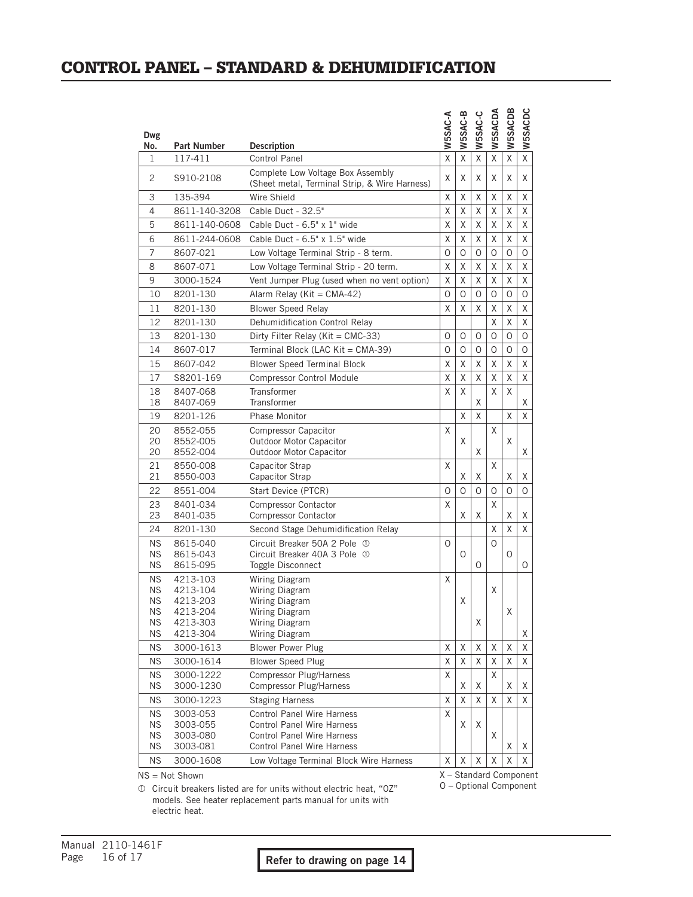# CONTROL PANEL – STANDARD & DEHUMIDIFICATION

| Dwg No. | Part Number | Description | W5SAC-A | W5SAC-B | W5SAC-C | W5SACDA | W5SACDB | W5SACDC |
|---|---|---|---|---|---|---|---|---|
| 1 | 117-411 | Control Panel | X | X | X | X | X | X |
| 2 | S910-2108 | Complete Low Voltage Box Assembly (Sheet metal, Terminal Strip, & Wire Harness) | X | X | X | X | X | X |
| 3 | 135-394 | Wire Shield | X | X | X | X | X | X |
| 4 | 8611-140-3208 | Cable Duct - 32.5" | X | X | X | X | X | X |
| 5 | 8611-140-0608 | Cable Duct - 6.5" x 1" wide | X | X | X | X | X | X |
| 6 | 8611-244-0608 | Cable Duct - 6.5" x 1.5" wide | X | X | X | X | X | X |
| 7 | 8607-021 | Low Voltage Terminal Strip - 8 term. | O | O | O | O | O | O |
| 8 | 8607-071 | Low Voltage Terminal Strip - 20 term. | X | X | X | X | X | X |
| 9 | 3000-1524 | Vent Jumper Plug (used when no vent option) | X | X | X | X | X | X |
| 10 | 8201-130 | Alarm Relay (Kit = CMA-42) | O | O | O | O | O | O |
| 11 | 8201-130 | Blower Speed Relay | X | X | X | X | X | X |
| 12 | 8201-130 | Dehumidification Control Relay | | | | X | X | X |
| 13 | 8201-130 | Dirty Filter Relay (Kit = CMC-33) | O | O | O | O | O | O |
| 14 | 8607-017 | Terminal Block (LAC Kit = CMA-39) | O | O | O | O | O | O |
| 15 | 8607-042 | Blower Speed Terminal Block | X | X | X | X | X | X |
| 17 | S8201-169 | Compressor Control Module | X | X | X | X | X | X |
| 18 | 8407-068 | Transformer | X | X | | X | X | |
| 18 | 8407-069 | Transformer | | | X | | | X |
| 19 | 8201-126 | Phase Monitor | | X | X | | X | X |
| 20 | 8552-055 | Compressor Capacitor | X | | | X | | |
| 20 | 8552-005 | Outdoor Motor Capacitor | | X | | | X | |
| 20 | 8552-004 | Outdoor Motor Capacitor | | | X | | | X |
| 21 | 8550-008 | Capacitor Strap | X | | | X | | |
| 21 | 8550-003 | Capacitor Strap | | X | X | | X | X |
| 22 | 8551-004 | Start Device (PTCR) | O | O | O | O | O | O |
| 23 | 8401-034 | Compressor Contactor | X | | | X | | |
| 23 | 8401-035 | Compressor Contactor | | X | X | | X | X |
| 24 | 8201-130 | Second Stage Dehumidification Relay | | | | X | X | X |
| NS | 8615-040 | Circuit Breaker 50A 2 Pole ① | O | | | O | | |
| NS | 8615-043 | Circuit Breaker 40A 3 Pole ① | | O | | | O | |
| NS | 8615-095 | Toggle Disconnect | | | O | | | O |
| NS | 4213-103 | Wiring Diagram | X | | | | | |
| NS | 4213-104 | Wiring Diagram | | | | X | | |
| NS | 4213-203 | Wiring Diagram | | X | | | | |
| NS | 4213-204 | Wiring Diagram | | | | | X | |
| NS | 4213-303 | Wiring Diagram | | | X | | | |
| NS | 4213-304 | Wiring Diagram | | | | | | X |
| NS | 3000-1613 | Blower Power Plug | X | X | X | X | X | X |
| NS | 3000-1614 | Blower Speed Plug | X | X | X | X | X | X |
| NS | 3000-1222 | Compressor Plug/Harness | X | | | X | | |
| NS | 3000-1230 | Compressor Plug/Harness | | X | X | | X | X |
| NS | 3000-1223 | Staging Harness | X | X | X | X | X | X |
| NS | 3003-053 | Control Panel Wire Harness | X | | | | | |
| NS | 3003-055 | Control Panel Wire Harness | | X | X | | | |
| NS | 3003-080 | Control Panel Wire Harness | | | | X | | |
| NS | 3003-081 | Control Panel Wire Harness | | | | | X | X |
| NS | 3000-1608 | Low Voltage Terminal Block Wire Harness | X | X | X | X | X | X |

NS = Not Shown

X – Standard Component
O – Optional Component

① Circuit breakers listed are for units without electric heat, "0Z" models. See heater replacement parts manual for units with electric heat.

Manual 2110-1461F

**Refer to drawing on page 14**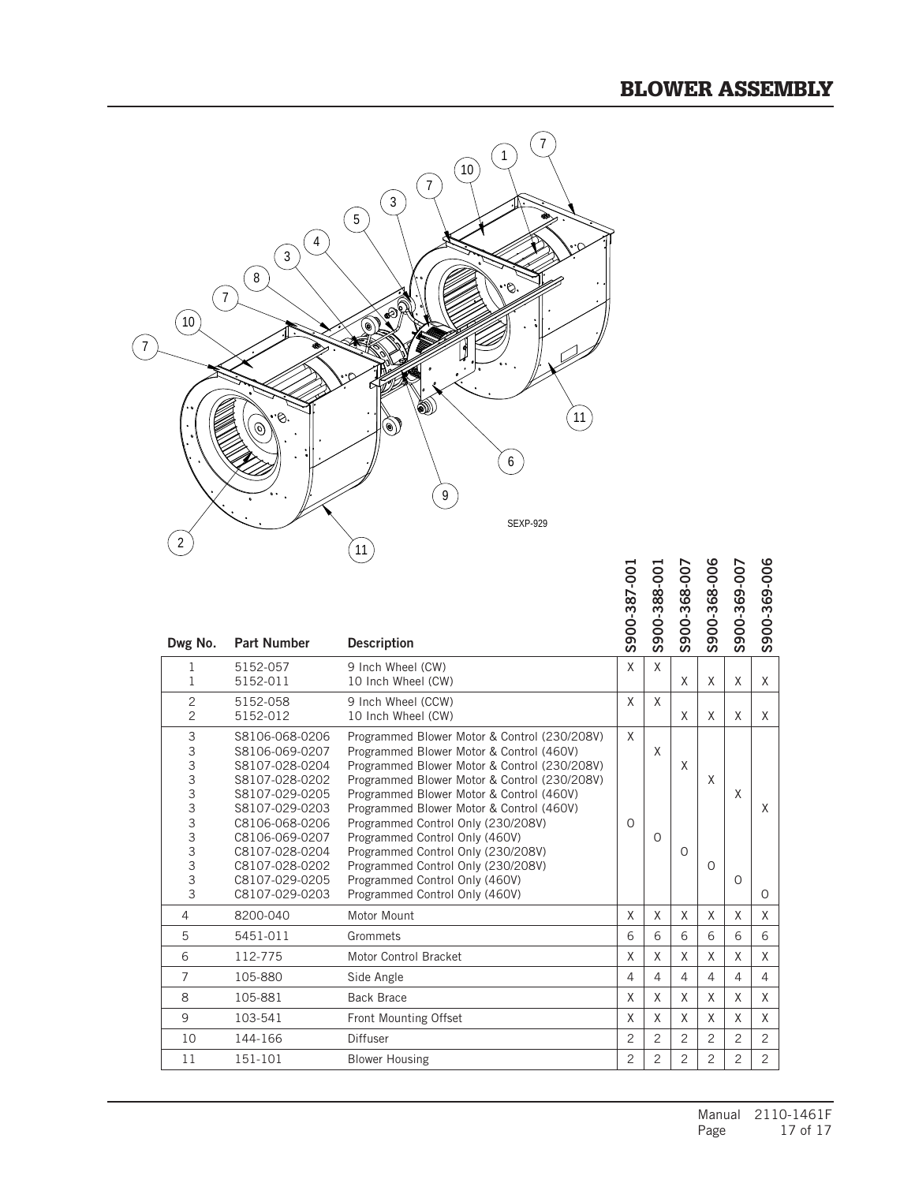# BLOWER ASSEMBLY

SEXP-929

| Dwg No. | Part Number | Description | S900-387-001 | S900-388-001 | S900-368-007 | S900-368-006 | S900-369-007 | S900-369-006 |
|---|---|---|---|---|---|---|---|---|
| 1 | 5152-057 | 9 Inch Wheel (CW) | X | X | | | | |
| 1 | 5152-011 | 10 Inch Wheel (CW) | | | X | X | X | X |
| 2 | 5152-058 | 9 Inch Wheel (CCW) | X | X | | | | |
| 2 | 5152-012 | 10 Inch Wheel (CW) | | | X | X | X | X |
| 3 | S8106-068-0206 | Programmed Blower Motor & Control (230/208V) | X | | | | | |
| 3 | S8106-069-0207 | Programmed Blower Motor & Control (460V) | | X | | | | |
| 3 | S8107-028-0204 | Programmed Blower Motor & Control (230/208V) | | | X | | | |
| 3 | S8107-028-0202 | Programmed Blower Motor & Control (230/208V) | | | | X | | |
| 3 | S8107-029-0205 | Programmed Blower Motor & Control (460V) | | | | | X | |
| 3 | S8107-029-0203 | Programmed Blower Motor & Control (460V) | | | | | | X |
| 3 | C8106-068-0206 | Programmed Control Only (230/208V) | O | | | | | |
| 3 | C8106-069-0207 | Programmed Control Only (460V) | | O | | | | |
| 3 | C8107-028-0204 | Programmed Control Only (230/208V) | | | O | | | |
| 3 | C8107-028-0202 | Programmed Control Only (230/208V) | | | | O | | |
| 3 | C8107-029-0205 | Programmed Control Only (460V) | | | | | O | |
| 3 | C8107-029-0203 | Programmed Control Only (460V) | | | | | | O |
| 4 | 8200-040 | Motor Mount | X | X | X | X | X | X |
| 5 | 5451-011 | Grommets | 6 | 6 | 6 | 6 | 6 | 6 |
| 6 | 112-775 | Motor Control Bracket | X | X | X | X | X | X |
| 7 | 105-880 | Side Angle | 4 | 4 | 4 | 4 | 4 | 4 |
| 8 | 105-881 | Back Brace | X | X | X | X | X | X |
| 9 | 103-541 | Front Mounting Offset | X | X | X | X | X | X |
| 10 | 144-166 | Diffuser | 2 | 2 | 2 | 2 | 2 | 2 |
| 11 | 151-101 | Blower Housing | 2 | 2 | 2 | 2 | 2 | 2 |